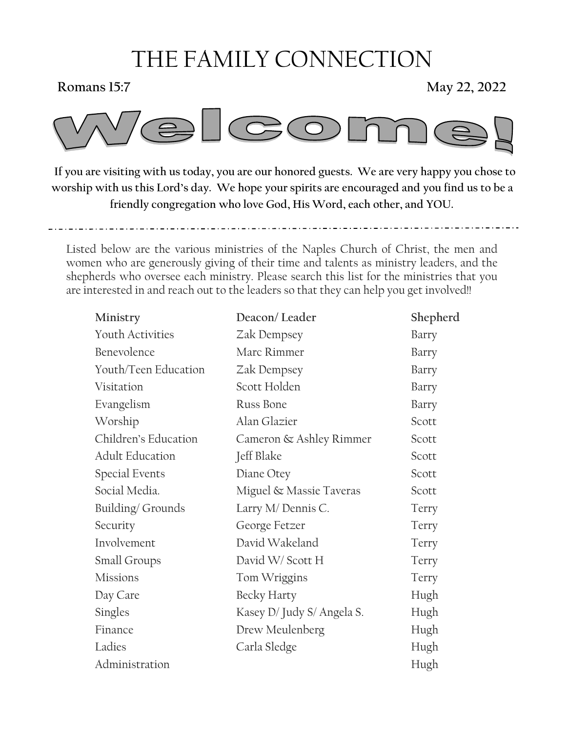# THE FAMILY CONNECTION

**Romans 15:7** **May 22, 2022**

# Welcome!

**If you are visiting with us today, you are our honored guests. We are very happy you chose to worship with us this Lord's day. We hope your spirits are encouraged and you find us to be a friendly congregation who love God, His Word, each other, and YOU.**

---

Listed below are the various ministries of the Naples Church of Christ, the men and women who are generously giving of their time and talents as ministry leaders, and the shepherds who oversee each ministry. Please search this list for the ministries that you are interested in and reach out to the leaders so that they can help you get involved!!

| Ministry | Deacon/ Leader | Shepherd |
|---|---|---|
| Youth Activities | Zak Dempsey | Barry |
| Benevolence | Marc Rimmer | Barry |
| Youth/Teen Education | Zak Dempsey | Barry |
| Visitation | Scott Holden | Barry |
| Evangelism | Russ Bone | Barry |
| Worship | Alan Glazier | Scott |
| Children's Education | Cameron & Ashley Rimmer | Scott |
| Adult Education | Jeff Blake | Scott |
| Special Events | Diane Otey | Scott |
| Social Media. | Miguel & Massie Taveras | Scott |
| Building/ Grounds | Larry M/ Dennis C. | Terry |
| Security | George Fetzer | Terry |
| Involvement | David Wakeland | Terry |
| Small Groups | David W/ Scott H | Terry |
| Missions | Tom Wriggins | Terry |
| Day Care | Becky Harty | Hugh |
| Singles | Kasey D/ Judy S/ Angela S. | Hugh |
| Finance | Drew Meulenberg | Hugh |
| Ladies | Carla Sledge | Hugh |
| Administration | | Hugh |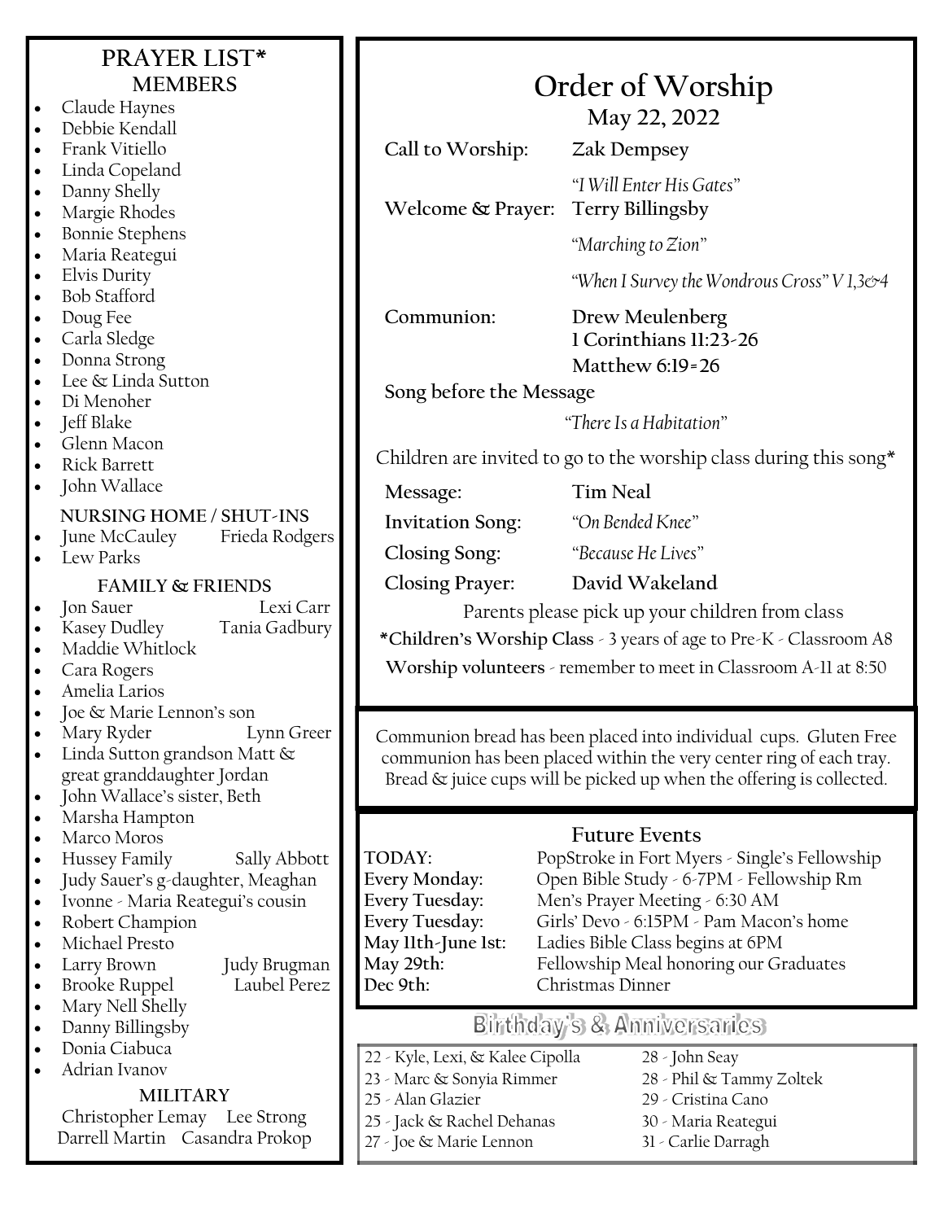# PRAYER LIST*

## MEMBERS

- Claude Haynes
- Debbie Kendall
- Frank Vitiello
- Linda Copeland
- Danny Shelly
- Margie Rhodes
- Bonnie Stephens
- Maria Reategui
- Elvis Durity
- Bob Stafford
- Doug Fee
- Carla Sledge
- Donna Strong
- Lee & Linda Sutton
- Di Menoher
- Jeff Blake
- Glenn Macon
- Rick Barrett
- John Wallace

## NURSING HOME / SHUT-INS

- June McCauley — Frieda Rodgers
- Lew Parks

## FAMILY & FRIENDS

- Jon Sauer — Lexi Carr
- Kasey Dudley — Tania Gadbury
- Maddie Whitlock
- Cara Rogers
- Amelia Larios
- Joe & Marie Lennon's son
- Mary Ryder — Lynn Greer
- Linda Sutton grandson Matt & great granddaughter Jordan
- John Wallace's sister, Beth
- Marsha Hampton
- Marco Moros
- Hussey Family — Sally Abbott
- Judy Sauer's g-daughter, Meaghan
- Ivonne - Maria Reategui's cousin
- Robert Champion
- Michael Presto
- Larry Brown — Judy Brugman
- Brooke Ruppel — Laubel Perez
- Mary Nell Shelly
- Danny Billingsby
- Donia Ciabuca
- Adrian Ivanov

## MILITARY

Christopher Lemay — Lee Strong
Darrell Martin — Casandra Prokop

# Order of Worship

## May 22, 2022

**Call to Worship:** **Zak Dempsey**

*"I Will Enter His Gates"*

**Welcome & Prayer:** **Terry Billingsby**

*"Marching to Zion"*

*"When I Survey the Wondrous Cross" V 1,3&4*

**Communion:** **Drew Meulenberg**
**1 Corinthians 11:23-26**
**Matthew 6:19-26**

**Song before the Message**

*"There Is a Habitation"*

Children are invited to go to the worship class during this song*

**Message:** **Tim Neal**

**Invitation Song:** *"On Bended Knee"*

**Closing Song:** *"Because He Lives"*

**Closing Prayer:** **David Wakeland**

Parents please pick up your children from class

**\*Children's Worship Class** - 3 years of age to Pre-K - Classroom A8

**Worship volunteers** - remember to meet in Classroom A-11 at 8:50

Communion bread has been placed into individual cups. Gluten Free communion has been placed within the very center ring of each tray. Bread & juice cups will be picked up when the offering is collected.

## Future Events

| | |
|---|---|
| **TODAY:** | PopStroke in Fort Myers - Single's Fellowship |
| **Every Monday:** | Open Bible Study - 6-7PM - Fellowship Rm |
| **Every Tuesday:** | Men's Prayer Meeting - 6:30 AM |
| **Every Tuesday:** | Girls' Devo - 6:15PM - Pam Macon's home |
| **May 11th-June 1st:** | Ladies Bible Class begins at 6PM |
| **May 29th:** | Fellowship Meal honoring our Graduates |
| **Dec 9th:** | Christmas Dinner |

## Birthday's & Anniversaries

- 22 - Kyle, Lexi, & Kalee Cipolla
- 23 - Marc & Sonyia Rimmer
- 25 - Alan Glazier
- 25 - Jack & Rachel Dehanas
- 27 - Joe & Marie Lennon
- 28 - John Seay
- 28 - Phil & Tammy Zoltek
- 29 - Cristina Cano
- 30 - Maria Reategui
- 31 - Carlie Darragh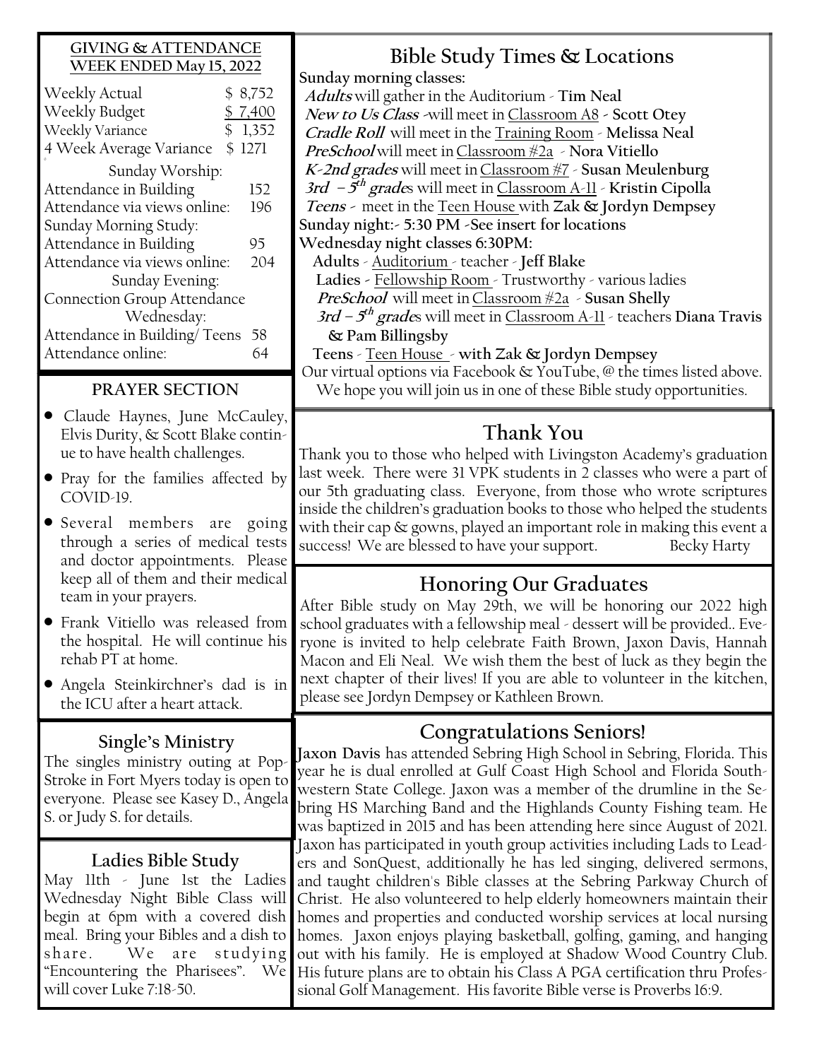## GIVING & ATTENDANCE WEEK ENDED May 15, 2022

| | |
|---|---|
| Weekly Actual | $ 8,752 |
| Weekly Budget | $ 7,400 |
| Weekly Variance | $ 1,352 |
| 4 Week Average Variance | $ 1271 |

Sunday Worship:

| | |
|---|---|
| Attendance in Building | 152 |
| Attendance via views online: | 196 |

Sunday Morning Study:

| | |
|---|---|
| Attendance in Building | 95 |
| Attendance via views online: | 204 |

Sunday Evening:

Connection Group Attendance

Wednesday:

| | |
|---|---|
| Attendance in Building/ Teens | 58 |
| Attendance online: | 64 |

## PRAYER SECTION

- Claude Haynes, June McCauley, Elvis Durity, & Scott Blake continue to have health challenges.
- Pray for the families affected by COVID-19.
- Several members are going through a series of medical tests and doctor appointments. Please keep all of them and their medical team in your prayers.
- Frank Vitiello was released from the hospital. He will continue his rehab PT at home.
- Angela Steinkirchner's dad is in the ICU after a heart attack.

## Single's Ministry

The singles ministry outing at Pop-Stroke in Fort Myers today is open to everyone. Please see Kasey D., Angela S. or Judy S. for details.

## Ladies Bible Study

May 11th - June 1st the Ladies Wednesday Night Bible Class will begin at 6pm with a covered dish meal. Bring your Bibles and a dish to share. We are studying "Encountering the Pharisees". We will cover Luke 7:18-50.

## Bible Study Times & Locations

**Sunday morning classes:**

***Adults*** will gather in the Auditorium - **Tim Neal**

***New to Us Class*** -will meet in Classroom A8 - **Scott Otey**

***Cradle Roll*** will meet in the Training Room - **Melissa Neal**

***PreSchool*** will meet in Classroom #2a - **Nora Vitiello**

***K-2nd grades*** will meet in Classroom #7 - **Susan Meulenburg**

***3rd – 5th grades*** will meet in Classroom A-11 - **Kristin Cipolla**

***Teens*** - meet in the Teen House with **Zak & Jordyn Dempsey**

**Sunday night:- 5:30 PM -See insert for locations**

**Wednesday night classes 6:30PM:**

**Adults** - Auditorium - teacher - **Jeff Blake**

**Ladies** - Fellowship Room - Trustworthy - various ladies

***PreSchool*** will meet in Classroom #2a - **Susan Shelly**

***3rd – 5th grades*** will meet in Classroom A-11 - teachers **Diana Travis & Pam Billingsby**

**Teens** - Teen House - **with Zak & Jordyn Dempsey**

Our virtual options via Facebook & YouTube, @ the times listed above. We hope you will join us in one of these Bible study opportunities.

## Thank You

Thank you to those who helped with Livingston Academy's graduation last week. There were 31 VPK students in 2 classes who were a part of our 5th graduating class. Everyone, from those who wrote scriptures inside the children's graduation books to those who helped the students with their cap & gowns, played an important role in making this event a success! We are blessed to have your support. Becky Harty

## Honoring Our Graduates

After Bible study on May 29th, we will be honoring our 2022 high school graduates with a fellowship meal - dessert will be provided.. Everyone is invited to help celebrate Faith Brown, Jaxon Davis, Hannah Macon and Eli Neal. We wish them the best of luck as they begin the next chapter of their lives! If you are able to volunteer in the kitchen, please see Jordyn Dempsey or Kathleen Brown.

## Congratulations Seniors!

**Jaxon Davis** has attended Sebring High School in Sebring, Florida. This year he is dual enrolled at Gulf Coast High School and Florida Southwestern State College. Jaxon was a member of the drumline in the Sebring HS Marching Band and the Highlands County Fishing team. He was baptized in 2015 and has been attending here since August of 2021. Jaxon has participated in youth group activities including Lads to Leaders and SonQuest, additionally he has led singing, delivered sermons, and taught children's Bible classes at the Sebring Parkway Church of Christ. He also volunteered to help elderly homeowners maintain their homes and properties and conducted worship services at local nursing homes. Jaxon enjoys playing basketball, golfing, gaming, and hanging out with his family. He is employed at Shadow Wood Country Club. His future plans are to obtain his Class A PGA certification thru Professional Golf Management. His favorite Bible verse is Proverbs 16:9.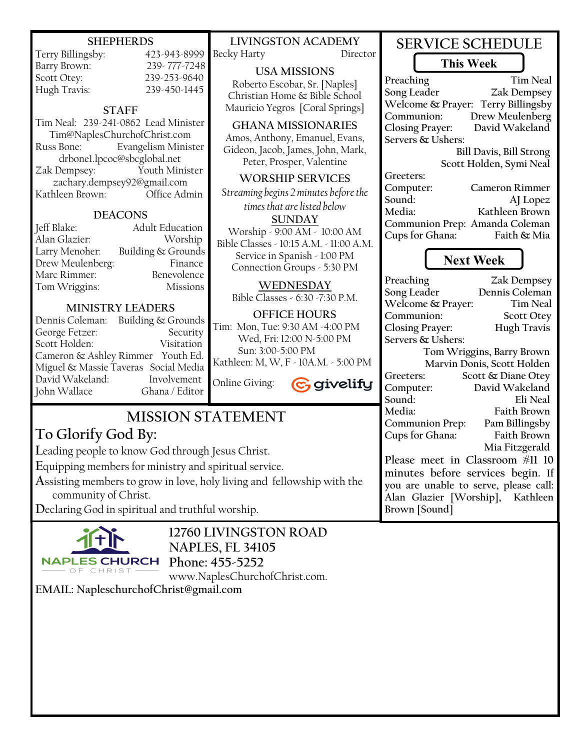## SHEPHERDS

Terry Billingsby: 423-943-8999
Barry Brown: 239-777-7248
Scott Otey: 239-253-9640
Hugh Travis: 239-450-1445

## STAFF

Tim Neal: 239-241-0862 Lead Minister
Tim@NaplesChurchofChrist.com
Russ Bone: Evangelism Minister
drbone1.lpcoc@sbcglobal.net
Zak Dempsey: Youth Minister
zachary.dempsey92@gmail.com
Kathleen Brown: Office Admin

## DEACONS

Jeff Blake: Adult Education
Alan Glazier: Worship
Larry Menoher: Building & Grounds
Drew Meulenberg: Finance
Marc Rimmer: Benevolence
Tom Wriggins: Missions

## MINISTRY LEADERS

Dennis Coleman: Building & Grounds
George Fetzer: Security
Scott Holden: Visitation
Cameron & Ashley Rimmer Youth Ed.
Miguel & Massie Taveras Social Media
David Wakeland: Involvement
John Wallace Ghana / Editor

## LIVINGSTON ACADEMY

Becky Harty Director

## USA MISSIONS

Roberto Escobar, Sr. [Naples]
Christian Home & Bible School
Mauricio Yegros [Coral Springs]

## GHANA MISSIONARIES

Amos, Anthony, Emanuel, Evans, Gideon, Jacob, James, John, Mark, Peter, Prosper, Valentine

## WORSHIP SERVICES

*Streaming begins 2 minutes before the times that are listed below*

**SUNDAY**

Worship - 9:00 AM - 10:00 AM
Bible Classes - 10:15 A.M. - 11:00 A.M.
Service in Spanish - 1:00 PM
Connection Groups - 5:30 PM

**WEDNESDAY**

Bible Classes - 6:30 -7:30 P.M.

## OFFICE HOURS

Tim: Mon, Tue: 9:30 AM -4:00 PM
Wed, Fri: 12:00 N-5:00 PM
Sun: 3:00-5:00 PM
Kathleen: M, W, F - 10A.M. - 5:00 PM

Online Giving: givelify

## SERVICE SCHEDULE

### This Week

Preaching: Tim Neal
Song Leader: Zak Dempsey
Welcome & Prayer: Terry Billingsby
Communion: Drew Meulenberg
Closing Prayer: David Wakeland
Servers & Ushers: Bill Davis, Bill Strong, Scott Holden, Symi Neal
Greeters:
Computer: Cameron Rimmer
Sound: AJ Lopez
Media: Kathleen Brown
Communion Prep: Amanda Coleman
Cups for Ghana: Faith & Mia

### Next Week

Preaching: Zak Dempsey
Song Leader: Dennis Coleman
Welcome & Prayer: Tim Neal
Communion: Scott Otey
Closing Prayer: Hugh Travis
Servers & Ushers: Tom Wriggins, Barry Brown, Marvin Donis, Scott Holden
Greeters: Scott & Diane Otey
Computer: David Wakeland
Sound: Eli Neal
Media: Faith Brown
Communion Prep: Pam Billingsby
Cups for Ghana: Faith Brown, Mia Fitzgerald

Please meet in Classroom #11 10 minutes before services begin. If you are unable to serve, please call: Alan Glazier [Worship], Kathleen Brown [Sound]

## MISSION STATEMENT

### To Glorify God By:

Leading people to know God through Jesus Christ.
Equipping members for ministry and spiritual service.
Assisting members to grow in love, holy living and fellowship with the community of Christ.
Declaring God in spiritual and truthful worship.

NAPLES CHURCH OF CHRIST

12760 LIVINGSTON ROAD
NAPLES, FL 34105
Phone: 455-5252
www.NaplesChurchofChrist.com.
EMAIL: NapleschurchofChrist@gmail.com